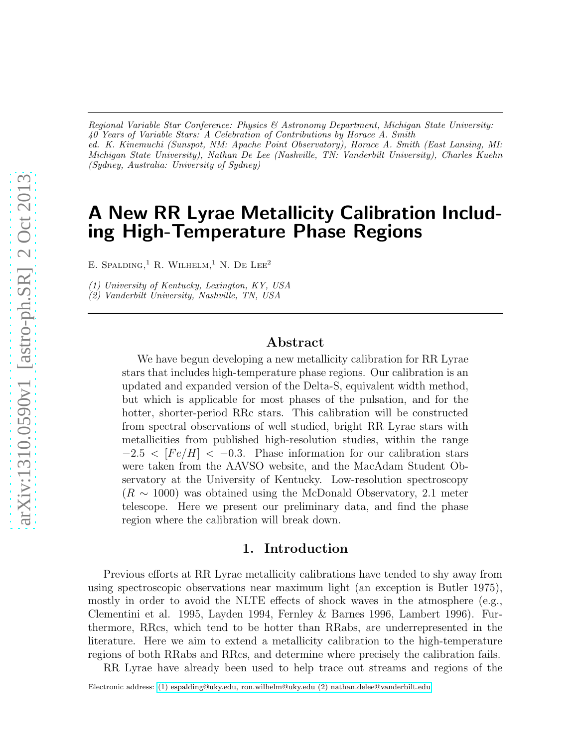*Regional Variable Star Conference: Physics & Astronomy Department, Michigan State University: 40 Years of Variable Stars: A Celebration of Contributions by Horace A. Smith*
*ed. K. Kinemuchi (Sunspot, NM: Apache Point Observatory), Horace A. Smith (East Lansing, MI: Michigan State University), Nathan De Lee (Nashville, TN: Vanderbilt University), Charles Kuehn (Sydney, Australia: University of Sydney)*

# A New RR Lyrae Metallicity Calibration Including High-Temperature Phase Regions

E. Spalding,[1] R. Wilhelm,[1] N. De Lee[2]

*(1) University of Kentucky, Lexington, KY, USA*
*(2) Vanderbilt University, Nashville, TN, USA*

## Abstract

We have begun developing a new metallicity calibration for RR Lyrae stars that includes high-temperature phase regions. Our calibration is an updated and expanded version of the Delta-S, equivalent width method, but which is applicable for most phases of the pulsation, and for the hotter, shorter-period RRc stars. This calibration will be constructed from spectral observations of well studied, bright RR Lyrae stars with metallicities from published high-resolution studies, within the range $-2.5 < [Fe/H] < -0.3$. Phase information for our calibration stars were taken from the AAVSO website, and the MacAdam Student Observatory at the University of Kentucky. Low-resolution spectroscopy ($R \sim 1000$) was obtained using the McDonald Observatory, 2.1 meter telescope. Here we present our preliminary data, and find the phase region where the calibration will break down.

## 1. Introduction

Previous efforts at RR Lyrae metallicity calibrations have tended to shy away from using spectroscopic observations near maximum light (an exception is Butler 1975), mostly in order to avoid the NLTE effects of shock waves in the atmosphere (e.g., Clementini et al. 1995, Layden 1994, Fernley & Barnes 1996, Lambert 1996). Furthermore, RRcs, which tend to be hotter than RRabs, are underrepresented in the literature. Here we aim to extend a metallicity calibration to the high-temperature regions of both RRabs and RRcs, and determine where precisely the calibration fails.

RR Lyrae have already been used to help trace out streams and regions of the

Electronic address: (1) espalding@uky.edu, ron.wilhelm@uky.edu (2) nathan.delee@vanderbilt.edu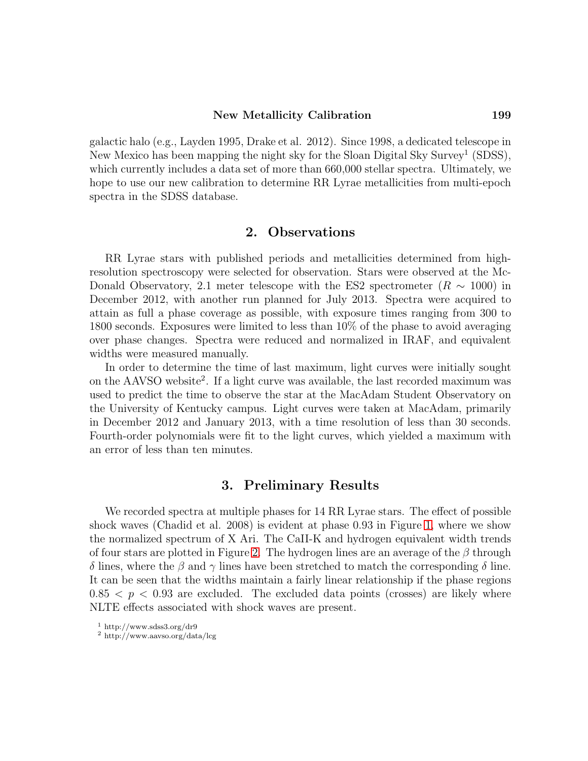galactic halo (e.g., Layden 1995, Drake et al. 2012). Since 1998, a dedicated telescope in New Mexico has been mapping the night sky for the Sloan Digital Sky Survey[1] (SDSS), which currently includes a data set of more than 660,000 stellar spectra. Ultimately, we hope to use our new calibration to determine RR Lyrae metallicities from multi-epoch spectra in the SDSS database.

## 2. Observations

RR Lyrae stars with published periods and metallicities determined from high-resolution spectroscopy were selected for observation. Stars were observed at the McDonald Observatory, 2.1 meter telescope with the ES2 spectrometer ($R \sim 1000$) in December 2012, with another run planned for July 2013. Spectra were acquired to attain as full a phase coverage as possible, with exposure times ranging from 300 to 1800 seconds. Exposures were limited to less than 10% of the phase to avoid averaging over phase changes. Spectra were reduced and normalized in IRAF, and equivalent widths were measured manually.

In order to determine the time of last maximum, light curves were initially sought on the AAVSO website[2]. If a light curve was available, the last recorded maximum was used to predict the time to observe the star at the MacAdam Student Observatory on the University of Kentucky campus. Light curves were taken at MacAdam, primarily in December 2012 and January 2013, with a time resolution of less than 30 seconds. Fourth-order polynomials were fit to the light curves, which yielded a maximum with an error of less than ten minutes.

## 3. Preliminary Results

We recorded spectra at multiple phases for 14 RR Lyrae stars. The effect of possible shock waves (Chadid et al. 2008) is evident at phase 0.93 in Figure 1, where we show the normalized spectrum of X Ari. The CaII-K and hydrogen equivalent width trends of four stars are plotted in Figure 2. The hydrogen lines are an average of the $\beta$ through $\delta$ lines, where the $\beta$ and $\gamma$ lines have been stretched to match the corresponding $\delta$ line. It can be seen that the widths maintain a fairly linear relationship if the phase regions $0.85 < p < 0.93$ are excluded. The excluded data points (crosses) are likely where NLTE effects associated with shock waves are present.

[1] http://www.sdss3.org/dr9

[2] http://www.aavso.org/data/lcg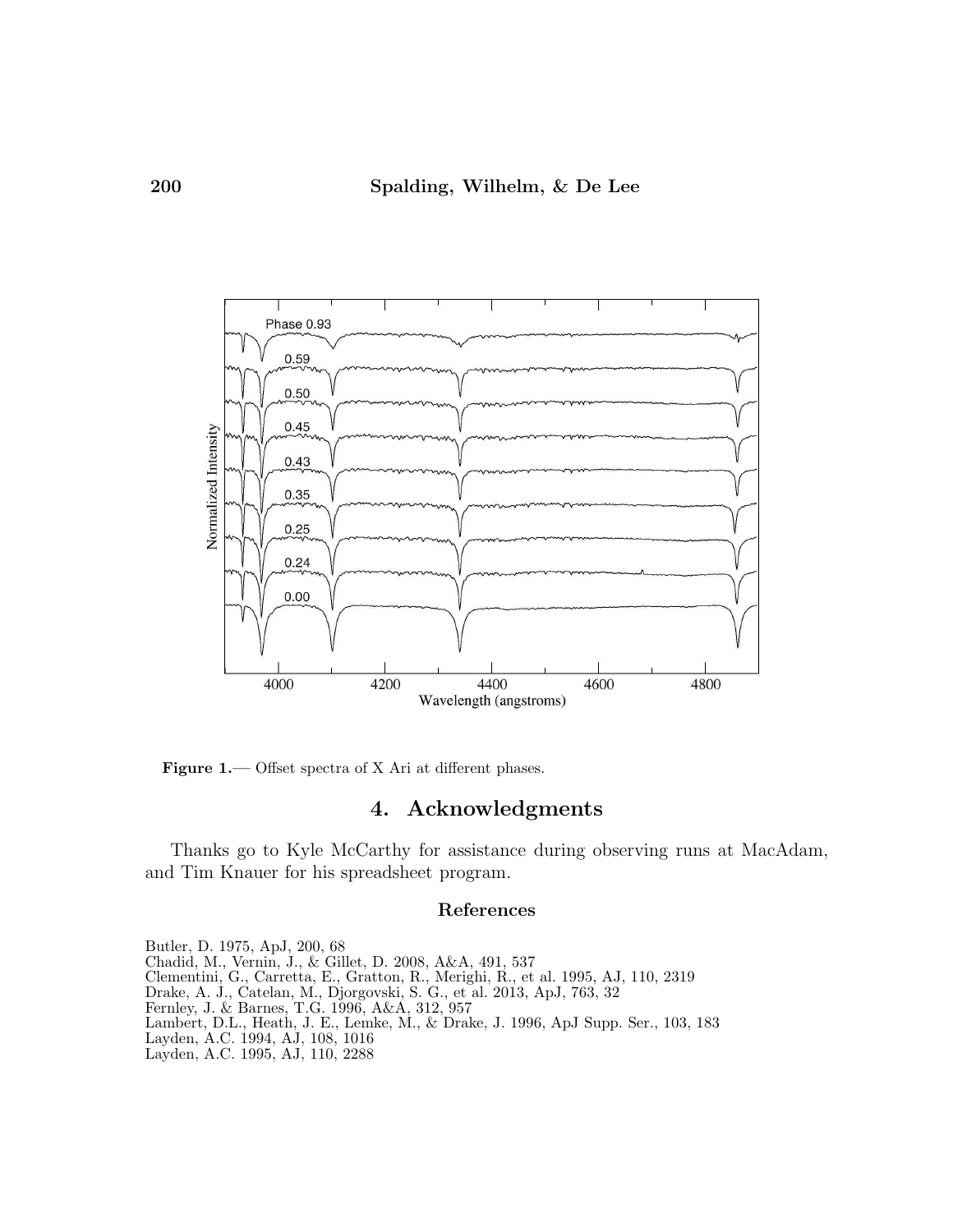Figure 1.— Offset spectra of X Ari at different phases.

## 4. Acknowledgments

Thanks go to Kyle McCarthy for assistance during observing runs at MacAdam, and Tim Knauer for his spreadsheet program.

### References

Butler, D. 1975, ApJ, 200, 68
Chadid, M., Vernin, J., & Gillet, D. 2008, A&A, 491, 537
Clementini, G., Carretta, E., Gratton, R., Merighi, R., et al. 1995, AJ, 110, 2319
Drake, A. J., Catelan, M., Djorgovski, S. G., et al. 2013, ApJ, 763, 32
Fernley, J. & Barnes, T.G. 1996, A&A, 312, 957
Lambert, D.L., Heath, J. E., Lemke, M., & Drake, J. 1996, ApJ Supp. Ser., 103, 183
Layden, A.C. 1994, AJ, 108, 1016
Layden, A.C. 1995, AJ, 110, 2288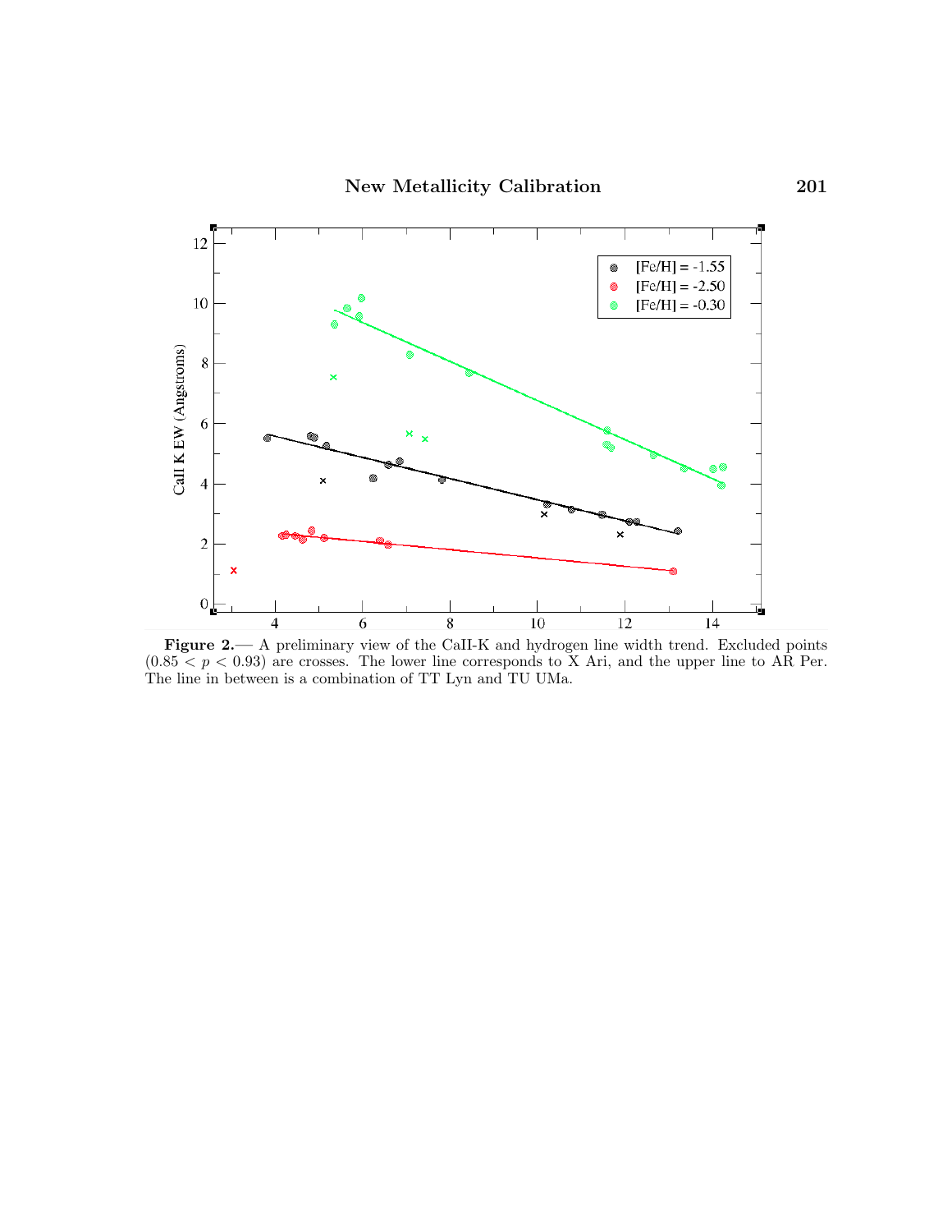CaII K EW (Angstroms)

12

10

8

6

4

2

0

4

6

8

10

12

14

[Fe/H] = -1.55

[Fe/H] = -2.50

[Fe/H] = -0.30

**Figure 2.**— A preliminary view of the CaII-K and hydrogen line width trend. Excluded points ($0.85 < p < 0.93$) are crosses. The lower line corresponds to X Ari, and the upper line to AR Per. The line in between is a combination of TT Lyn and TU UMa.